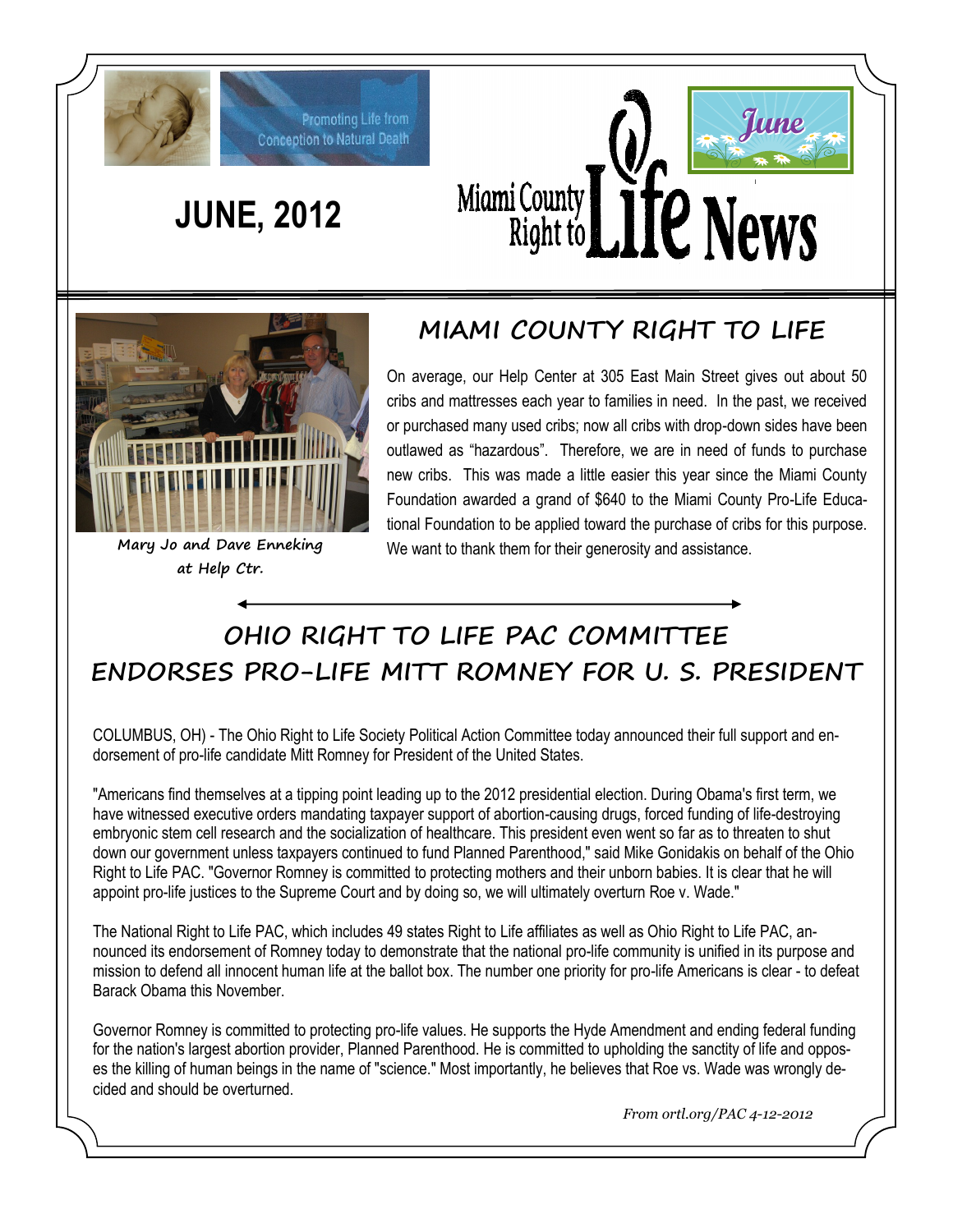Promoting Life from Conception to Natural Death

# JUNE, 2012

# Miami County Right to Life News

June

Mary Jo and Dave Enneking at Help Ctr.

## MIAMI COUNTY RIGHT TO LIFE

On average, our Help Center at 305 East Main Street gives out about 50 cribs and mattresses each year to families in need. In the past, we received or purchased many used cribs; now all cribs with drop-down sides have been outlawed as "hazardous". Therefore, we are in need of funds to purchase new cribs. This was made a little easier this year since the Miami County Foundation awarded a grand of $640 to the Miami County Pro-Life Educational Foundation to be applied toward the purchase of cribs for this purpose. We want to thank them for their generosity and assistance.

## OHIO RIGHT TO LIFE PAC COMMITTEE ENDORSES PRO-LIFE MITT ROMNEY FOR U. S. PRESIDENT

COLUMBUS, OH) - The Ohio Right to Life Society Political Action Committee today announced their full support and endorsement of pro-life candidate Mitt Romney for President of the United States.

"Americans find themselves at a tipping point leading up to the 2012 presidential election. During Obama's first term, we have witnessed executive orders mandating taxpayer support of abortion-causing drugs, forced funding of life-destroying embryonic stem cell research and the socialization of healthcare. This president even went so far as to threaten to shut down our government unless taxpayers continued to fund Planned Parenthood," said Mike Gonidakis on behalf of the Ohio Right to Life PAC. "Governor Romney is committed to protecting mothers and their unborn babies. It is clear that he will appoint pro-life justices to the Supreme Court and by doing so, we will ultimately overturn Roe v. Wade."

The National Right to Life PAC, which includes 49 states Right to Life affiliates as well as Ohio Right to Life PAC, announced its endorsement of Romney today to demonstrate that the national pro-life community is unified in its purpose and mission to defend all innocent human life at the ballot box. The number one priority for pro-life Americans is clear - to defeat Barack Obama this November.

Governor Romney is committed to protecting pro-life values. He supports the Hyde Amendment and ending federal funding for the nation's largest abortion provider, Planned Parenthood. He is committed to upholding the sanctity of life and opposes the killing of human beings in the name of "science." Most importantly, he believes that Roe vs. Wade was wrongly decided and should be overturned.

*From ortl.org/PAC 4-12-2012*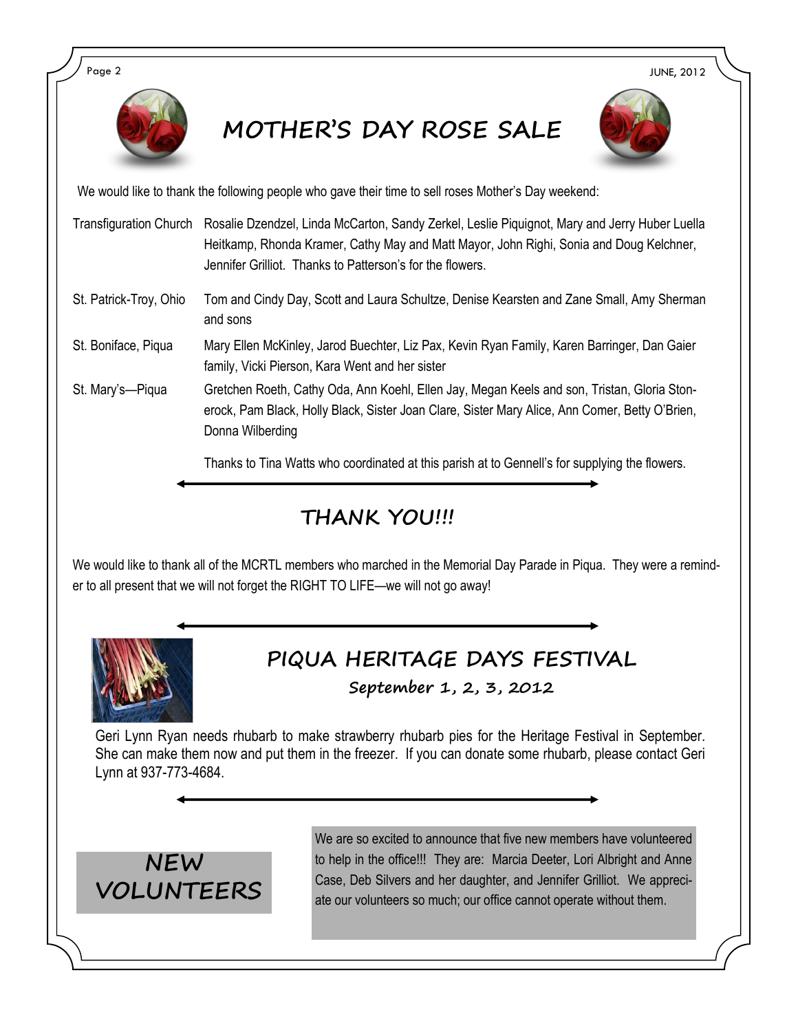## MOTHER'S DAY ROSE SALE

We would like to thank the following people who gave their time to sell roses Mother's Day weekend:

| | |
|---|---|
| Transfiguration Church | Rosalie Dzendzel, Linda McCarton, Sandy Zerkel, Leslie Piquignot, Mary and Jerry Huber Luella Heitkamp, Rhonda Kramer, Cathy May and Matt Mayor, John Righi, Sonia and Doug Kelchner, Jennifer Grilliot. Thanks to Patterson's for the flowers. |
| St. Patrick-Troy, Ohio | Tom and Cindy Day, Scott and Laura Schultze, Denise Kearsten and Zane Small, Amy Sherman and sons |
| St. Boniface, Piqua | Mary Ellen McKinley, Jarod Buechter, Liz Pax, Kevin Ryan Family, Karen Barringer, Dan Gaier family, Vicki Pierson, Kara Went and her sister |
| St. Mary's—Piqua | Gretchen Roeth, Cathy Oda, Ann Koehl, Ellen Jay, Megan Keels and son, Tristan, Gloria Stonerock, Pam Black, Holly Black, Sister Joan Clare, Sister Mary Alice, Ann Comer, Betty O'Brien, Donna Wilberding |

Thanks to Tina Watts who coordinated at this parish at to Gennell's for supplying the flowers.

## THANK YOU!!!

We would like to thank all of the MCRTL members who marched in the Memorial Day Parade in Piqua. They were a reminder to all present that we will not forget the RIGHT TO LIFE—we will not go away!

## PIQUA HERITAGE DAYS FESTIVAL

### September 1, 2, 3, 2012

Geri Lynn Ryan needs rhubarb to make strawberry rhubarb pies for the Heritage Festival in September. She can make them now and put them in the freezer. If you can donate some rhubarb, please contact Geri Lynn at 937-773-4684.

## NEW VOLUNTEERS

We are so excited to announce that five new members have volunteered to help in the office!!! They are: Marcia Deeter, Lori Albright and Anne Case, Deb Silvers and her daughter, and Jennifer Grilliot. We appreciate our volunteers so much; our office cannot operate without them.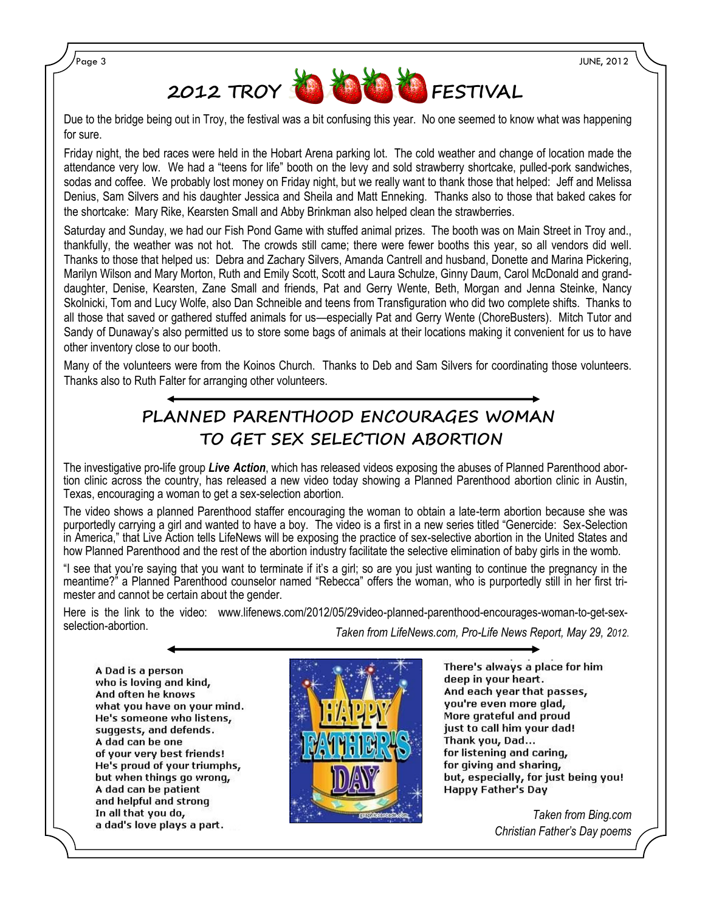# 2012 TROY FESTIVAL

Due to the bridge being out in Troy, the festival was a bit confusing this year. No one seemed to know what was happening for sure.

Friday night, the bed races were held in the Hobart Arena parking lot. The cold weather and change of location made the attendance very low. We had a "teens for life" booth on the levy and sold strawberry shortcake, pulled-pork sandwiches, sodas and coffee. We probably lost money on Friday night, but we really want to thank those that helped: Jeff and Melissa Denius, Sam Silvers and his daughter Jessica and Sheila and Matt Enneking. Thanks also to those that baked cakes for the shortcake: Mary Rike, Kearsten Small and Abby Brinkman also helped clean the strawberries.

Saturday and Sunday, we had our Fish Pond Game with stuffed animal prizes. The booth was on Main Street in Troy and., thankfully, the weather was not hot. The crowds still came; there were fewer booths this year, so all vendors did well. Thanks to those that helped us: Debra and Zachary Silvers, Amanda Cantrell and husband, Donette and Marina Pickering, Marilyn Wilson and Mary Morton, Ruth and Emily Scott, Scott and Laura Schulze, Ginny Daum, Carol McDonald and granddaughter, Denise, Kearsten, Zane Small and friends, Pat and Gerry Wente, Beth, Morgan and Jenna Steinke, Nancy Skolnicki, Tom and Lucy Wolfe, also Dan Schneible and teens from Transfiguration who did two complete shifts. Thanks to all those that saved or gathered stuffed animals for us—especially Pat and Gerry Wente (ChoreBusters). Mitch Tutor and Sandy of Dunaway's also permitted us to store some bags of animals at their locations making it convenient for us to have other inventory close to our booth.

Many of the volunteers were from the Koinos Church. Thanks to Deb and Sam Silvers for coordinating those volunteers. Thanks also to Ruth Falter for arranging other volunteers.

## PLANNED PARENTHOOD ENCOURAGES WOMAN TO GET SEX SELECTION ABORTION

The investigative pro-life group ***Live Action***, which has released videos exposing the abuses of Planned Parenthood abortion clinic across the country, has released a new video today showing a Planned Parenthood abortion clinic in Austin, Texas, encouraging a woman to get a sex-selection abortion.

The video shows a planned Parenthood staffer encouraging the woman to obtain a late-term abortion because she was purportedly carrying a girl and wanted to have a boy. The video is a first in a new series titled "Genercide: Sex-Selection in America," that Live Action tells LifeNews will be exposing the practice of sex-selective abortion in the United States and how Planned Parenthood and the rest of the abortion industry facilitate the selective elimination of baby girls in the womb.

"I see that you're saying that you want to terminate if it's a girl; so are you just wanting to continue the pregnancy in the meantime?" a Planned Parenthood counselor named "Rebecca" offers the woman, who is purportedly still in her first trimester and cannot be certain about the gender.

Here is the link to the video: www.lifenews.com/2012/05/29video-planned-parenthood-encourages-woman-to-get-sex-selection-abortion.

*Taken from LifeNews.com, Pro-Life News Report, May 29, 2012.*

A Dad is a person
who is loving and kind,
And often he knows
what you have on your mind.
He's someone who listens,
suggests, and defends.
A dad can be one
of your very best friends!
He's proud of your triumphs,
but when things go wrong,
A dad can be patient
and helpful and strong
In all that you do,
a dad's love plays a part.

HAPPY FATHER'S DAY

There's always a place for him
deep in your heart.
And each year that passes,
you're even more glad,
More grateful and proud
just to call him your dad!
Thank you, Dad...
for listening and caring,
for giving and sharing,
but, especially, for just being you!
Happy Father's Day

*Taken from Bing.com*
*Christian Father's Day poems*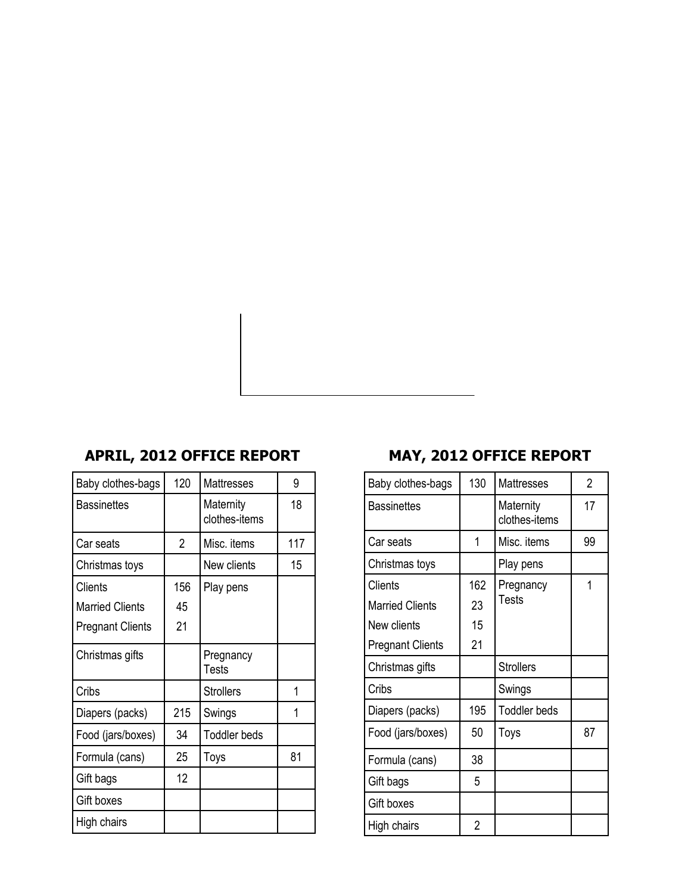## APRIL, 2012 OFFICE REPORT

| | | | |
|---|---|---|---|
| Baby clothes-bags | 120 | Mattresses | 9 |
| Bassinettes | | Maternity clothes-items | 18 |
| Car seats | 2 | Misc. items | 117 |
| Christmas toys | | New clients | 15 |
| Clients<br>Married Clients<br>Pregnant Clients | 156<br>45<br>21 | Play pens | |
| Christmas gifts | | Pregnancy Tests | |
| Cribs | | Strollers | 1 |
| Diapers (packs) | 215 | Swings | 1 |
| Food (jars/boxes) | 34 | Toddler beds | |
| Formula (cans) | 25 | Toys | 81 |
| Gift bags | 12 | | |
| Gift boxes | | | |
| High chairs | | | |

## MAY, 2012 OFFICE REPORT

| | | | |
|---|---|---|---|
| Baby clothes-bags | 130 | Mattresses | 2 |
| Bassinettes | | Maternity clothes-items | 17 |
| Car seats | 1 | Misc. items | 99 |
| Christmas toys | | Play pens | |
| Clients<br>Married Clients<br>New clients<br>Pregnant Clients | 162<br>23<br>15<br>21 | Pregnancy Tests | 1 |
| Christmas gifts | | Strollers | |
| Cribs | | Swings | |
| Diapers (packs) | 195 | Toddler beds | |
| Food (jars/boxes) | 50 | Toys | 87 |
| Formula (cans) | 38 | | |
| Gift bags | 5 | | |
| Gift boxes | | | |
| High chairs | 2 | | |